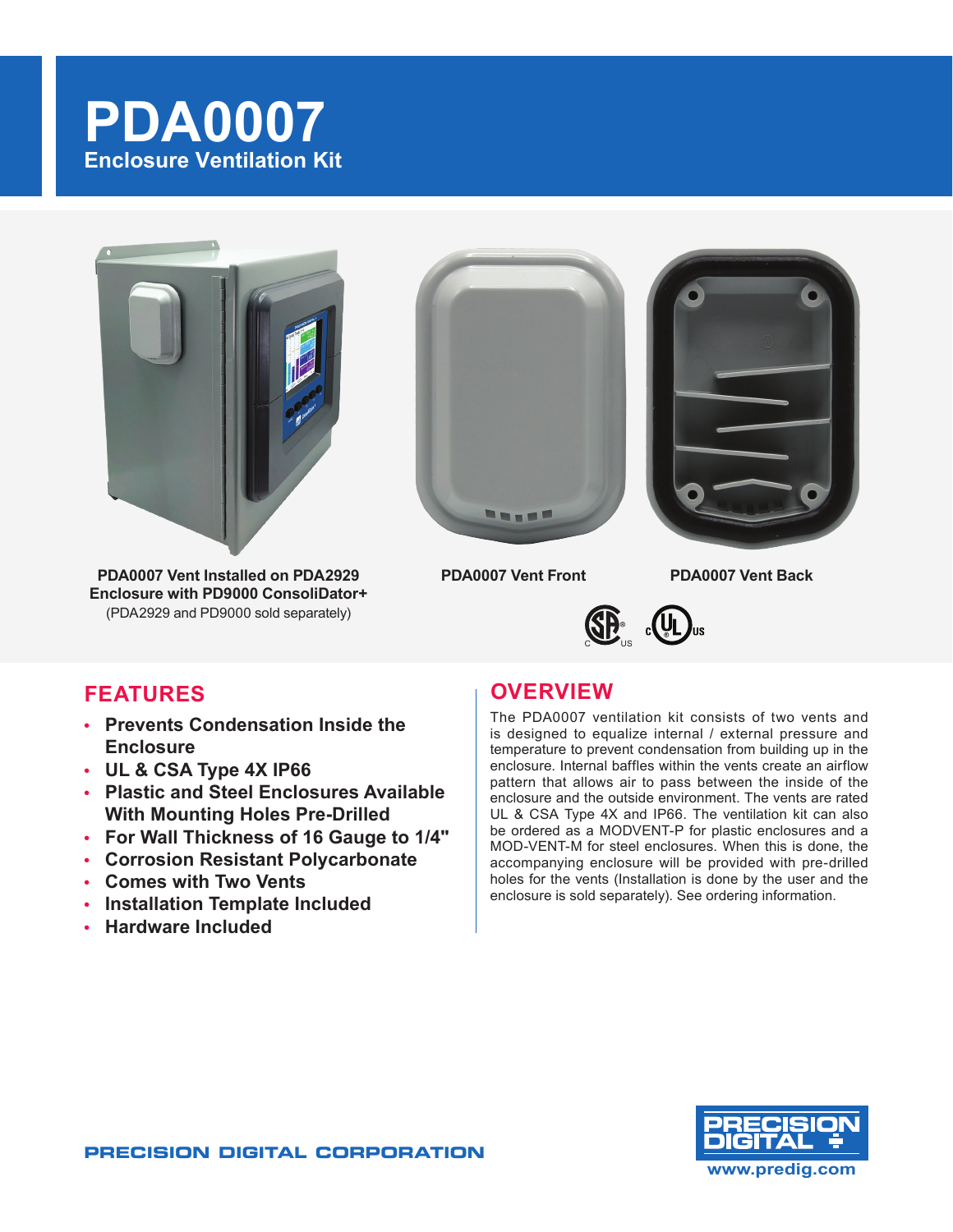# PDA0007

## Enclosure Ventilation Kit

**PDA0007 Vent Installed on PDA2929 Enclosure with PD9000 ConsoliDator+**
(PDA2929 and PD9000 sold separately)

**PDA0007 Vent Front**

**PDA0007 Vent Back**

## FEATURES

- **Prevents Condensation Inside the Enclosure**
- **UL & CSA Type 4X IP66**
- **Plastic and Steel Enclosures Available With Mounting Holes Pre-Drilled**
- **For Wall Thickness of 16 Gauge to 1/4"**
- **Corrosion Resistant Polycarbonate**
- **Comes with Two Vents**
- **Installation Template Included**
- **Hardware Included**

## OVERVIEW

The PDA0007 ventilation kit consists of two vents and is designed to equalize internal / external pressure and temperature to prevent condensation from building up in the enclosure. Internal baffles within the vents create an airflow pattern that allows air to pass between the inside of the enclosure and the outside environment. The vents are rated UL & CSA Type 4X and IP66. The ventilation kit can also be ordered as a MODVENT-P for plastic enclosures and a MOD-VENT-M for steel enclosures. When this is done, the accompanying enclosure will be provided with pre-drilled holes for the vents (Installation is done by the user and the enclosure is sold separately). See ordering information.

PRECISION DIGITAL CORPORATION

www.predig.com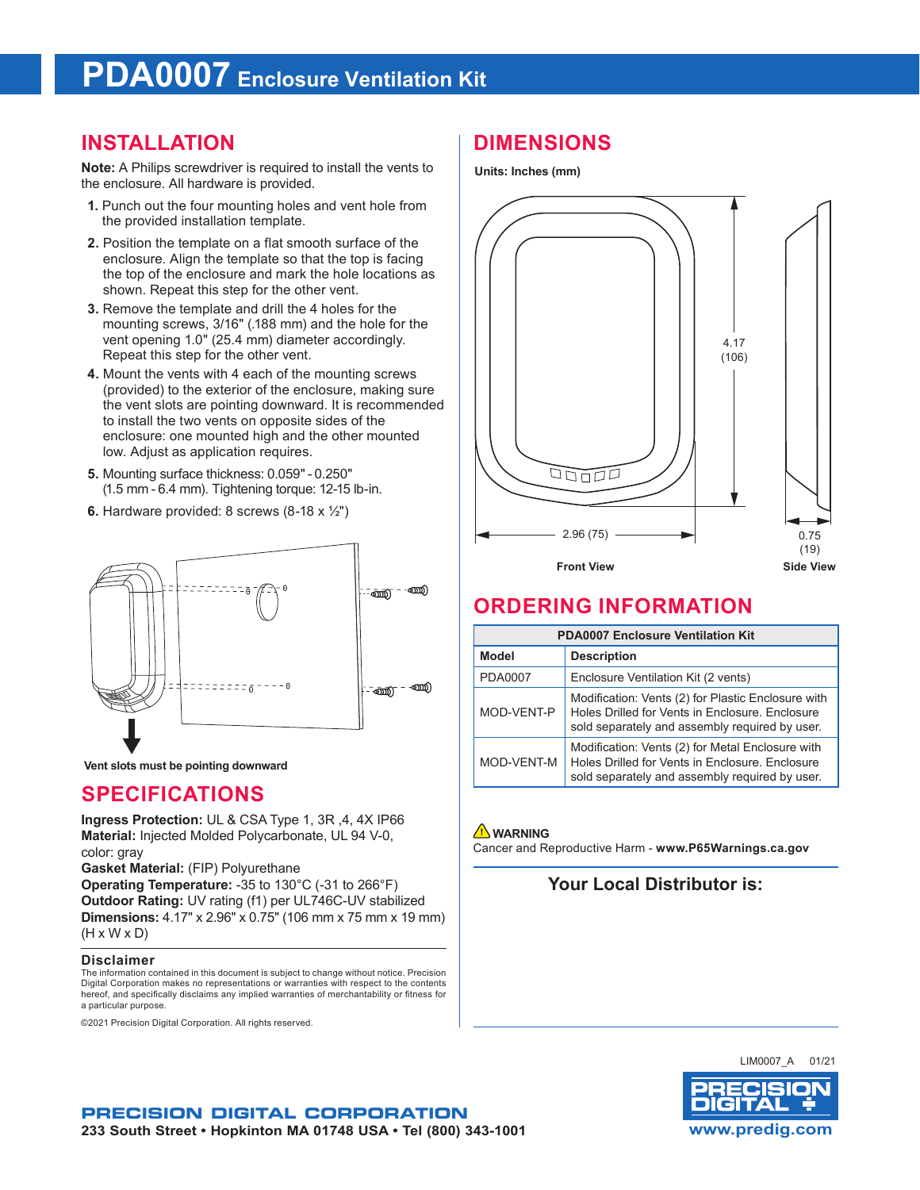# PDA0007 Enclosure Ventilation Kit

## INSTALLATION

**Note:** A Philips screwdriver is required to install the vents to the enclosure. All hardware is provided.

1. Punch out the four mounting holes and vent hole from the provided installation template.
2. Position the template on a flat smooth surface of the enclosure. Align the template so that the top is facing the top of the enclosure and mark the hole locations as shown. Repeat this step for the other vent.
3. Remove the template and drill the 4 holes for the mounting screws, 3/16" (.188 mm) and the hole for the vent opening 1.0" (25.4 mm) diameter accordingly. Repeat this step for the other vent.
4. Mount the vents with 4 each of the mounting screws (provided) to the exterior of the enclosure, making sure the vent slots are pointing downward. It is recommended to install the two vents on opposite sides of the enclosure: one mounted high and the other mounted low. Adjust as application requires.
5. Mounting surface thickness: 0.059" - 0.250" (1.5 mm - 6.4 mm). Tightening torque: 12-15 lb-in.
6. Hardware provided: 8 screws (8-18 x ½")

Vent slots must be pointing downward

## SPECIFICATIONS

**Ingress Protection:** UL & CSA Type 1, 3R ,4, 4X IP66
**Material:** Injected Molded Polycarbonate, UL 94 V-0, color: gray
**Gasket Material:** (FIP) Polyurethane
**Operating Temperature:** -35 to 130°C (-31 to 266°F)
**Outdoor Rating:** UV rating (f1) per UL746C-UV stabilized
**Dimensions:** 4.17" x 2.96" x 0.75" (106 mm x 75 mm x 19 mm) (H x W x D)

### Disclaimer

The information contained in this document is subject to change without notice. Precision Digital Corporation makes no representations or warranties with respect to the contents hereof, and specifically disclaims any implied warranties of merchantability or fitness for a particular purpose.

©2021 Precision Digital Corporation. All rights reserved.

## DIMENSIONS

**Units: Inches (mm)**

4.17 (106)
2.96 (75)
0.75 (19)
Front View
Side View

## ORDERING INFORMATION

| PDA0007 Enclosure Ventilation Kit | |
|---|---|
| **Model** | **Description** |
| PDA0007 | Enclosure Ventilation Kit (2 vents) |
| MOD-VENT-P | Modification: Vents (2) for Plastic Enclosure with Holes Drilled for Vents in Enclosure. Enclosure sold separately and assembly required by user. |
| MOD-VENT-M | Modification: Vents (2) for Metal Enclosure with Holes Drilled for Vents in Enclosure. Enclosure sold separately and assembly required by user. |

⚠ **WARNING**
Cancer and Reproductive Harm - **www.P65Warnings.ca.gov**

**Your Local Distributor is:**

LIM0007_A 01/21

**PRECISION DIGITAL CORPORATION**
**233 South Street • Hopkinton MA 01748 USA • Tel (800) 343-1001**

www.predig.com